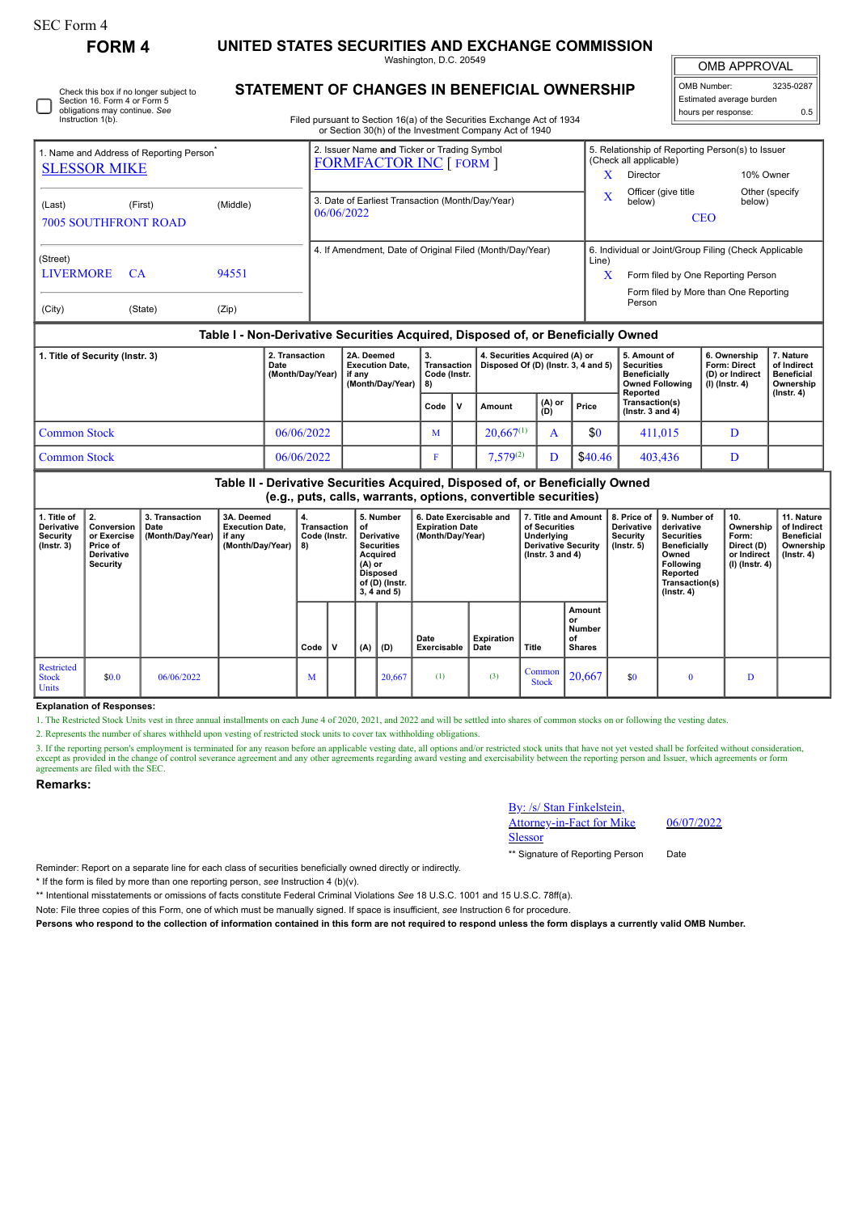SEC Form 4

# FORM 4

## UNITED STATES SECURITIES AND EXCHANGE COMMISSION

Washington, D.C. 20549

## STATEMENT OF CHANGES IN BENEFICIAL OWNERSHIP

Filed pursuant to Section 16(a) of the Securities Exchange Act of 1934 or Section 30(h) of the Investment Company Act of 1940

| OMB APPROVAL | |
|---|---|
| OMB Number: | 3235-0287 |
| Estimated average burden | |
| hours per response: | 0.5 |

☐ Check this box if no longer subject to Section 16. Form 4 or Form 5 obligations may continue. *See* Instruction 1(b).

1. Name and Address of Reporting Person*
SLESSOR MIKE

(Last) (First) (Middle)
7005 SOUTHFRONT ROAD

(Street)
LIVERMORE CA 94551

(City) (State) (Zip)

2. Issuer Name **and** Ticker or Trading Symbol
FORMFACTOR INC [ FORM ]

3. Date of Earliest Transaction (Month/Day/Year)
06/06/2022

4. If Amendment, Date of Original Filed (Month/Day/Year)

5. Relationship of Reporting Person(s) to Issuer (Check all applicable)
X Director
10% Owner
X Officer (give title below)
Other (specify below)
CEO

6. Individual or Joint/Group Filing (Check Applicable Line)
X Form filed by One Reporting Person
Form filed by More than One Reporting Person

### Table I - Non-Derivative Securities Acquired, Disposed of, or Beneficially Owned

| 1. Title of Security (Instr. 3) | 2. Transaction Date (Month/Day/Year) | 2A. Deemed Execution Date, if any (Month/Day/Year) | 3. Transaction Code (Instr. 8) | | 4. Securities Acquired (A) or Disposed Of (D) (Instr. 3, 4 and 5) | | | 5. Amount of Securities Beneficially Owned Following Reported Transaction(s) (Instr. 3 and 4) | 6. Ownership Form: Direct (D) or Indirect (I) (Instr. 4) | 7. Nature of Indirect Beneficial Ownership (Instr. 4) |
|---|---|---|---|---|---|---|---|---|---|---|
| | | | Code | V | Amount | (A) or (D) | Price | | | |
| Common Stock | 06/06/2022 | | M | | 20,667[(1)] | A | $0 | 411,015 | D | |
| Common Stock | 06/06/2022 | | F | | 7,579[(2)] | D | $40.46 | 403,436 | D | |

### Table II - Derivative Securities Acquired, Disposed of, or Beneficially Owned (e.g., puts, calls, warrants, options, convertible securities)

| 1. Title of Derivative Security (Instr. 3) | 2. Conversion or Exercise Price of Derivative Security | 3. Transaction Date (Month/Day/Year) | 3A. Deemed Execution Date, if any (Month/Day/Year) | 4. Transaction Code (Instr. 8) | | 5. Number of Derivative Securities Acquired (A) or Disposed of (D) (Instr. 3, 4 and 5) | | 6. Date Exercisable and Expiration Date (Month/Day/Year) | | 7. Title and Amount of Securities Underlying Derivative Security (Instr. 3 and 4) | | 8. Price of Derivative Security (Instr. 5) | 9. Number of derivative Securities Beneficially Owned Following Reported Transaction(s) (Instr. 4) | 10. Ownership Form: Direct (D) or Indirect (I) (Instr. 4) | 11. Nature of Indirect Beneficial Ownership (Instr. 4) |
|---|---|---|---|---|---|---|---|---|---|---|---|---|---|---|---|
| | | | | Code | V | (A) | (D) | Date Exercisable | Expiration Date | Title | Amount or Number of Shares | | | | |
| Restricted Stock Units | $0.0 | 06/06/2022 | | M | | | 20,667 | (1) | (3) | Common Stock | 20,667 | $0 | 0 | D | |

**Explanation of Responses:**

1. The Restricted Stock Units vest in three annual installments on each June 4 of 2020, 2021, and 2022 and will be settled into shares of common stocks on or following the vesting dates.

2. Represents the number of shares withheld upon vesting of restricted stock units to cover tax withholding obligations.

3. If the reporting person's employment is terminated for any reason before an applicable vesting date, all options and/or restricted stock units that have not yet vested shall be forfeited without consideration, except as provided in the change of control severance agreement and any other agreements regarding award vesting and exercisability between the reporting person and Issuer, which agreements or form agreements are filed with the SEC.

**Remarks:**

By: /s/ Stan Finkelstein, Attorney-in-Fact for Mike Slessor — 06/07/2022

** Signature of Reporting Person — Date

Reminder: Report on a separate line for each class of securities beneficially owned directly or indirectly.

* If the form is filed by more than one reporting person, *see* Instruction 4 (b)(v).

** Intentional misstatements or omissions of facts constitute Federal Criminal Violations *See* 18 U.S.C. 1001 and 15 U.S.C. 78ff(a).

Note: File three copies of this Form, one of which must be manually signed. If space is insufficient, *see* Instruction 6 for procedure.

**Persons who respond to the collection of information contained in this form are not required to respond unless the form displays a currently valid OMB Number.**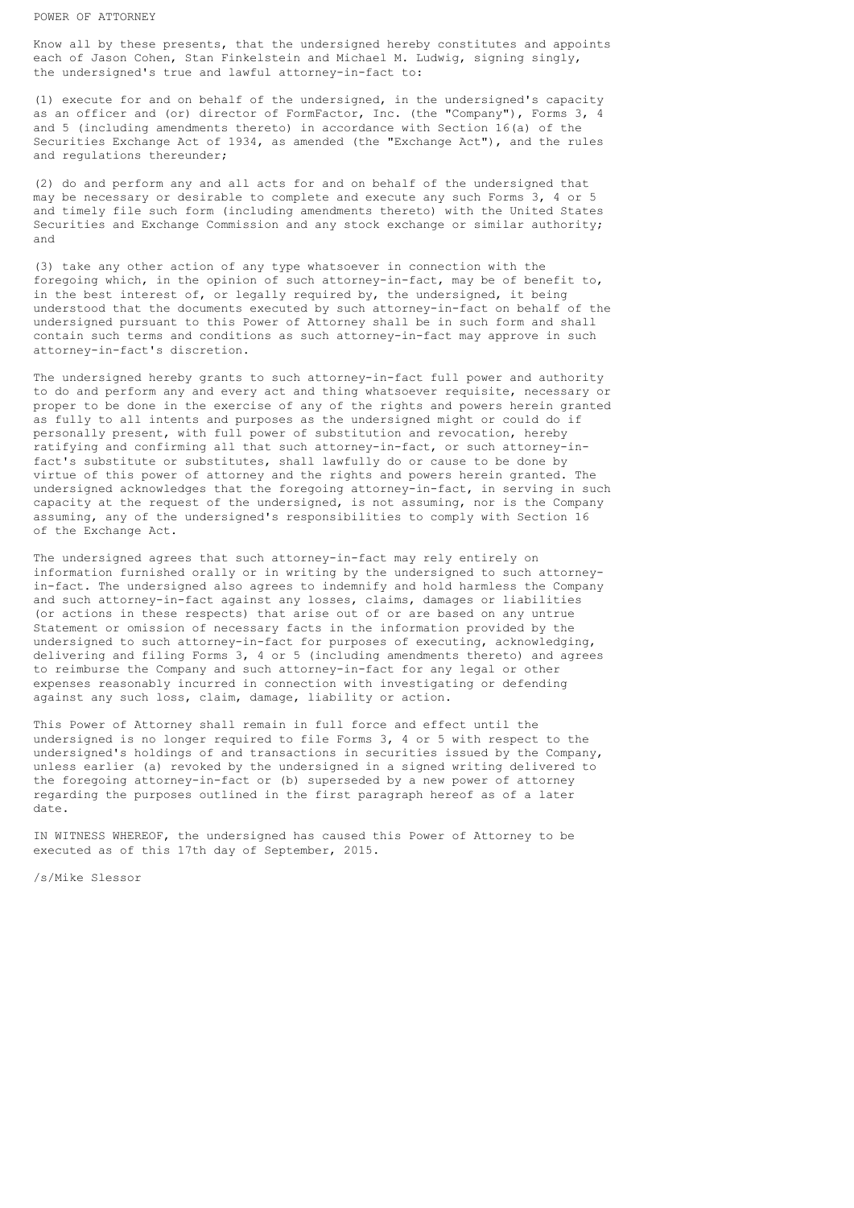POWER OF ATTORNEY

Know all by these presents, that the undersigned hereby constitutes and appoints each of Jason Cohen, Stan Finkelstein and Michael M. Ludwig, signing singly, the undersigned's true and lawful attorney-in-fact to:

(1) execute for and on behalf of the undersigned, in the undersigned's capacity as an officer and (or) director of FormFactor, Inc. (the "Company"), Forms 3, 4 and 5 (including amendments thereto) in accordance with Section 16(a) of the Securities Exchange Act of 1934, as amended (the "Exchange Act"), and the rules and regulations thereunder;

(2) do and perform any and all acts for and on behalf of the undersigned that may be necessary or desirable to complete and execute any such Forms 3, 4 or 5 and timely file such form (including amendments thereto) with the United States Securities and Exchange Commission and any stock exchange or similar authority; and

(3) take any other action of any type whatsoever in connection with the foregoing which, in the opinion of such attorney-in-fact, may be of benefit to, in the best interest of, or legally required by, the undersigned, it being understood that the documents executed by such attorney-in-fact on behalf of the undersigned pursuant to this Power of Attorney shall be in such form and shall contain such terms and conditions as such attorney-in-fact may approve in such attorney-in-fact's discretion.

The undersigned hereby grants to such attorney-in-fact full power and authority to do and perform any and every act and thing whatsoever requisite, necessary or proper to be done in the exercise of any of the rights and powers herein granted as fully to all intents and purposes as the undersigned might or could do if personally present, with full power of substitution and revocation, hereby ratifying and confirming all that such attorney-in-fact, or such attorney-in-fact's substitute or substitutes, shall lawfully do or cause to be done by virtue of this power of attorney and the rights and powers herein granted. The undersigned acknowledges that the foregoing attorney-in-fact, in serving in such capacity at the request of the undersigned, is not assuming, nor is the Company assuming, any of the undersigned's responsibilities to comply with Section 16 of the Exchange Act.

The undersigned agrees that such attorney-in-fact may rely entirely on information furnished orally or in writing by the undersigned to such attorney-in-fact. The undersigned also agrees to indemnify and hold harmless the Company and such attorney-in-fact against any losses, claims, damages or liabilities (or actions in these respects) that arise out of or are based on any untrue Statement or omission of necessary facts in the information provided by the undersigned to such attorney-in-fact for purposes of executing, acknowledging, delivering and filing Forms 3, 4 or 5 (including amendments thereto) and agrees to reimburse the Company and such attorney-in-fact for any legal or other expenses reasonably incurred in connection with investigating or defending against any such loss, claim, damage, liability or action.

This Power of Attorney shall remain in full force and effect until the undersigned is no longer required to file Forms 3, 4 or 5 with respect to the undersigned's holdings of and transactions in securities issued by the Company, unless earlier (a) revoked by the undersigned in a signed writing delivered to the foregoing attorney-in-fact or (b) superseded by a new power of attorney regarding the purposes outlined in the first paragraph hereof as of a later date.

IN WITNESS WHEREOF, the undersigned has caused this Power of Attorney to be executed as of this 17th day of September, 2015.

/s/Mike Slessor